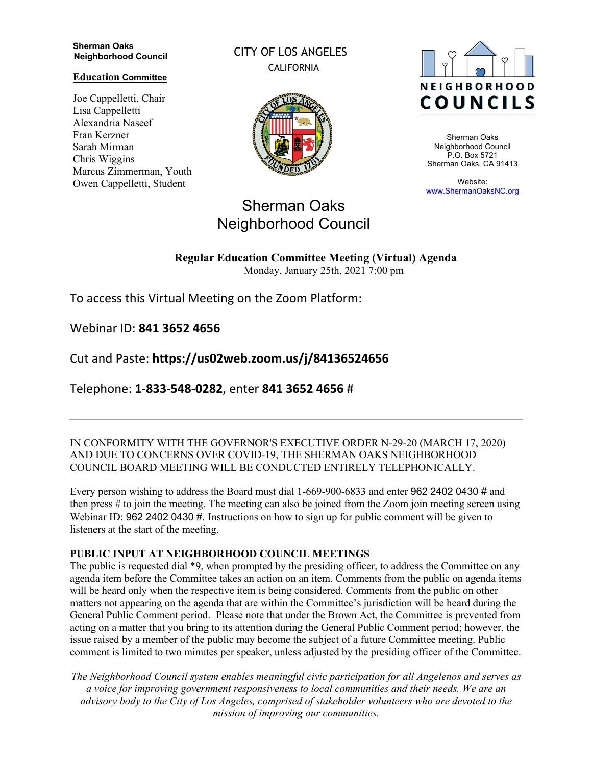**Sherman Oaks Neighborhood Council**

**Education Committee**

Joe Cappelletti, Chair
Lisa Cappelletti
Alexandria Naseef
Fran Kerzner
Sarah Mirman
Chris Wiggins
Marcus Zimmerman, Youth
Owen Cappelletti, Student

CITY OF LOS ANGELES
CALIFORNIA

NEIGHBORHOOD COUNCILS

Sherman Oaks Neighborhood Council
P.O. Box 5721
Sherman Oaks, CA 91413

Website:
www.ShermanOaksNC.org

# Sherman Oaks Neighborhood Council

## Regular Education Committee Meeting (Virtual) Agenda

Monday, January 25th, 2021 7:00 pm

To access this Virtual Meeting on the Zoom Platform:

Webinar ID: **841 3652 4656**

Cut and Paste: **https://us02web.zoom.us/j/84136524656**

Telephone: **1-833-548-0282**, enter **841 3652 4656** #

---

IN CONFORMITY WITH THE GOVERNOR'S EXECUTIVE ORDER N-29-20 (MARCH 17, 2020) AND DUE TO CONCERNS OVER COVID-19, THE SHERMAN OAKS NEIGHBORHOOD COUNCIL BOARD MEETING WILL BE CONDUCTED ENTIRELY TELEPHONICALLY.

Every person wishing to address the Board must dial 1-669-900-6833 and enter 962 2402 0430 # and then press # to join the meeting. The meeting can also be joined from the Zoom join meeting screen using Webinar ID: 962 2402 0430 #. Instructions on how to sign up for public comment will be given to listeners at the start of the meeting.

**PUBLIC INPUT AT NEIGHBORHOOD COUNCIL MEETINGS**
The public is requested dial *9, when prompted by the presiding officer, to address the Committee on any agenda item before the Committee takes an action on an item. Comments from the public on agenda items will be heard only when the respective item is being considered. Comments from the public on other matters not appearing on the agenda that are within the Committee's jurisdiction will be heard during the General Public Comment period. Please note that under the Brown Act, the Committee is prevented from acting on a matter that you bring to its attention during the General Public Comment period; however, the issue raised by a member of the public may become the subject of a future Committee meeting. Public comment is limited to two minutes per speaker, unless adjusted by the presiding officer of the Committee.

*The Neighborhood Council system enables meaningful civic participation for all Angelenos and serves as a voice for improving government responsiveness to local communities and their needs. We are an advisory body to the City of Los Angeles, comprised of stakeholder volunteers who are devoted to the mission of improving our communities.*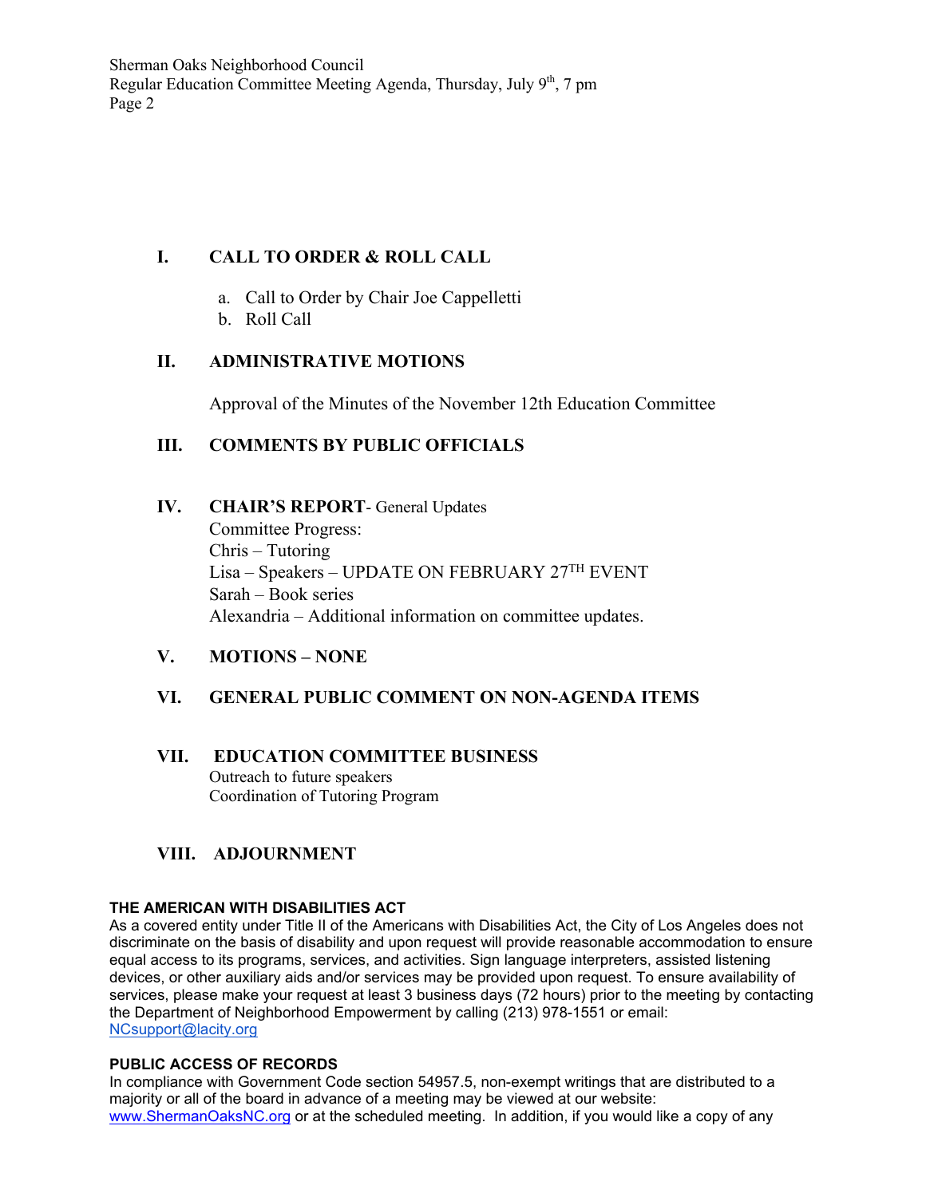## I. CALL TO ORDER & ROLL CALL

a. Call to Order by Chair Joe Cappelletti
b. Roll Call

## II. ADMINISTRATIVE MOTIONS

Approval of the Minutes of the November 12th Education Committee

## III. COMMENTS BY PUBLIC OFFICIALS

## IV. CHAIR'S REPORT- General Updates

Committee Progress:
Chris – Tutoring
Lisa – Speakers – UPDATE ON FEBRUARY 27TH EVENT
Sarah – Book series
Alexandria – Additional information on committee updates.

## V. MOTIONS – NONE

## VI. GENERAL PUBLIC COMMENT ON NON-AGENDA ITEMS

## VII. EDUCATION COMMITTEE BUSINESS

Outreach to future speakers
Coordination of Tutoring Program

## VIII. ADJOURNMENT

**THE AMERICAN WITH DISABILITIES ACT**

As a covered entity under Title II of the Americans with Disabilities Act, the City of Los Angeles does not discriminate on the basis of disability and upon request will provide reasonable accommodation to ensure equal access to its programs, services, and activities. Sign language interpreters, assisted listening devices, or other auxiliary aids and/or services may be provided upon request. To ensure availability of services, please make your request at least 3 business days (72 hours) prior to the meeting by contacting the Department of Neighborhood Empowerment by calling (213) 978-1551 or email: NCsupport@lacity.org

**PUBLIC ACCESS OF RECORDS**

In compliance with Government Code section 54957.5, non-exempt writings that are distributed to a majority or all of the board in advance of a meeting may be viewed at our website: www.ShermanOaksNC.org or at the scheduled meeting. In addition, if you would like a copy of any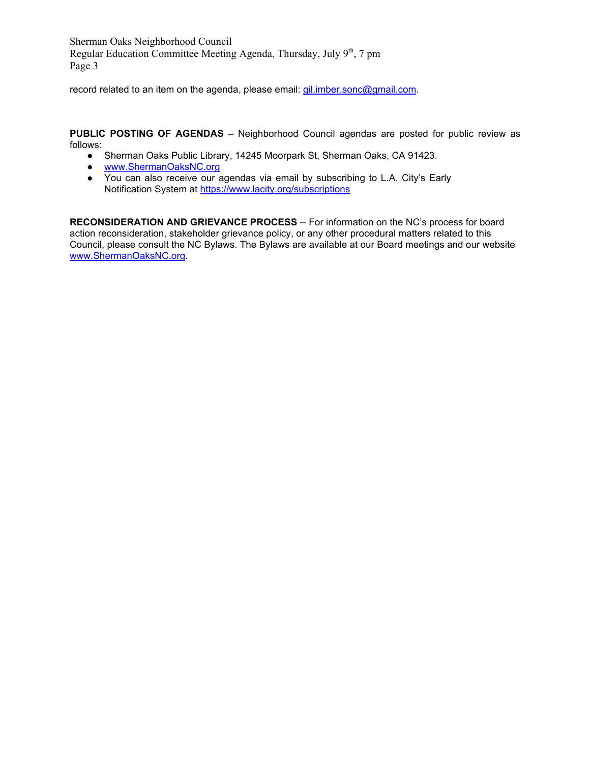record related to an item on the agenda, please email: gil.imber.sonc@gmail.com.

**PUBLIC POSTING OF AGENDAS** – Neighborhood Council agendas are posted for public review as follows:

- Sherman Oaks Public Library, 14245 Moorpark St, Sherman Oaks, CA 91423.
- www.ShermanOaksNC.org
- You can also receive our agendas via email by subscribing to L.A. City's Early Notification System at https://www.lacity.org/subscriptions

**RECONSIDERATION AND GRIEVANCE PROCESS** -- For information on the NC's process for board action reconsideration, stakeholder grievance policy, or any other procedural matters related to this Council, please consult the NC Bylaws. The Bylaws are available at our Board meetings and our website www.ShermanOaksNC.org.